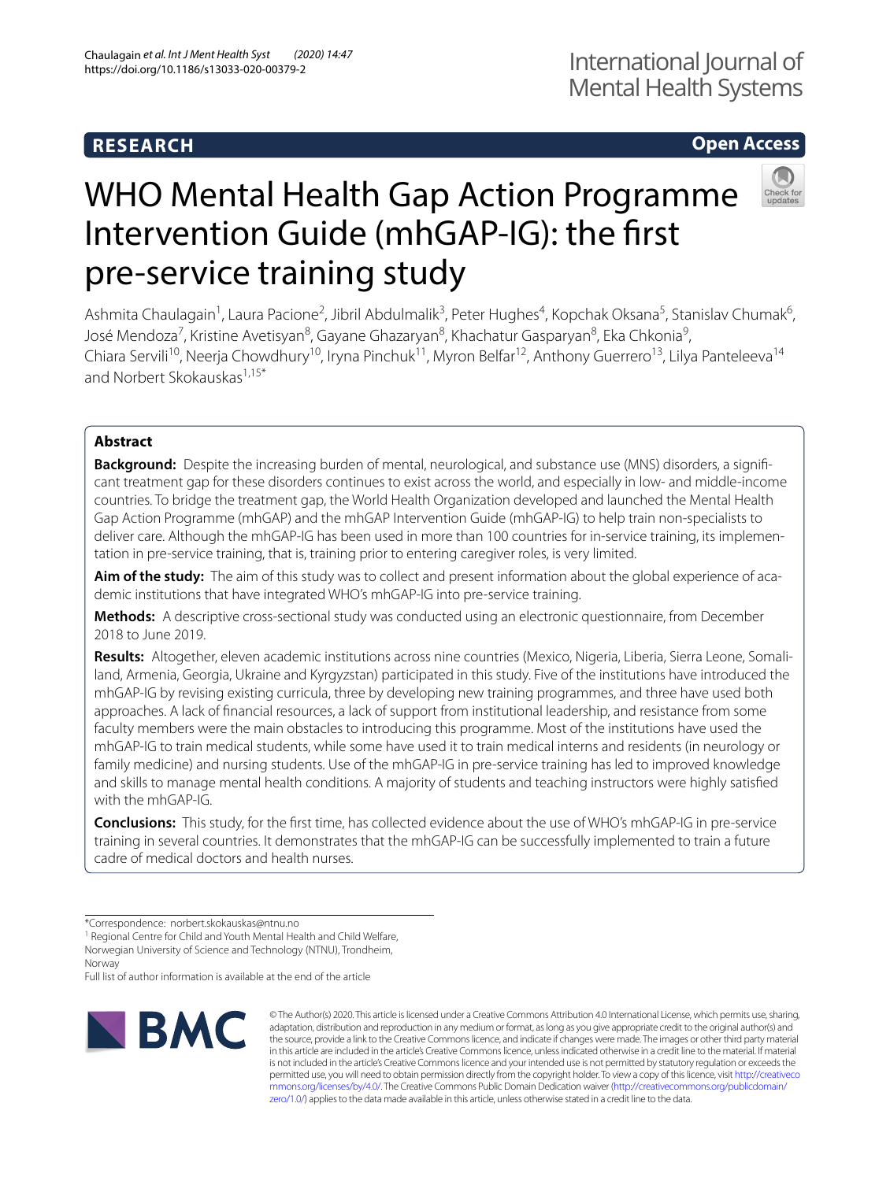**RESEARCH** **Open Access**

# WHO Mental Health Gap Action Programme Intervention Guide (mhGAP-IG): the first pre-service training study

Ashmita Chaulagain[1], Laura Pacione[2], Jibril Abdulmalik[3], Peter Hughes[4], Kopchak Oksana[5], Stanislav Chumak[6], José Mendoza[7], Kristine Avetisyan[8], Gayane Ghazaryan[8], Khachatur Gasparyan[8], Eka Chkonia[9], Chiara Servili[10], Neerja Chowdhury[10], Iryna Pinchuk[11], Myron Belfar[12], Anthony Guerrero[13], Lilya Panteleeva[14] and Norbert Skokauskas[1,15*]

## Abstract

**Background:** Despite the increasing burden of mental, neurological, and substance use (MNS) disorders, a significant treatment gap for these disorders continues to exist across the world, and especially in low- and middle-income countries. To bridge the treatment gap, the World Health Organization developed and launched the Mental Health Gap Action Programme (mhGAP) and the mhGAP Intervention Guide (mhGAP-IG) to help train non-specialists to deliver care. Although the mhGAP-IG has been used in more than 100 countries for in-service training, its implementation in pre-service training, that is, training prior to entering caregiver roles, is very limited.

**Aim of the study:** The aim of this study was to collect and present information about the global experience of academic institutions that have integrated WHO's mhGAP-IG into pre-service training.

**Methods:** A descriptive cross-sectional study was conducted using an electronic questionnaire, from December 2018 to June 2019.

**Results:** Altogether, eleven academic institutions across nine countries (Mexico, Nigeria, Liberia, Sierra Leone, Somaliland, Armenia, Georgia, Ukraine and Kyrgyzstan) participated in this study. Five of the institutions have introduced the mhGAP-IG by revising existing curricula, three by developing new training programmes, and three have used both approaches. A lack of financial resources, a lack of support from institutional leadership, and resistance from some faculty members were the main obstacles to introducing this programme. Most of the institutions have used the mhGAP-IG to train medical students, while some have used it to train medical interns and residents (in neurology or family medicine) and nursing students. Use of the mhGAP-IG in pre-service training has led to improved knowledge and skills to manage mental health conditions. A majority of students and teaching instructors were highly satisfied with the mhGAP-IG.

**Conclusions:** This study, for the first time, has collected evidence about the use of WHO's mhGAP-IG in pre-service training in several countries. It demonstrates that the mhGAP-IG can be successfully implemented to train a future cadre of medical doctors and health nurses.

*Correspondence: norbert.skokauskas@ntnu.no
[1] Regional Centre for Child and Youth Mental Health and Child Welfare, Norwegian University of Science and Technology (NTNU), Trondheim, Norway
Full list of author information is available at the end of the article

© The Author(s) 2020. This article is licensed under a Creative Commons Attribution 4.0 International License, which permits use, sharing, adaptation, distribution and reproduction in any medium or format, as long as you give appropriate credit to the original author(s) and the source, provide a link to the Creative Commons licence, and indicate if changes were made. The images or other third party material in this article are included in the article's Creative Commons licence, unless indicated otherwise in a credit line to the material. If material is not included in the article's Creative Commons licence and your intended use is not permitted by statutory regulation or exceeds the permitted use, you will need to obtain permission directly from the copyright holder. To view a copy of this licence, visit http://creativecommons.org/licenses/by/4.0/. The Creative Commons Public Domain Dedication waiver (http://creativecommons.org/publicdomain/zero/1.0/) applies to the data made available in this article, unless otherwise stated in a credit line to the data.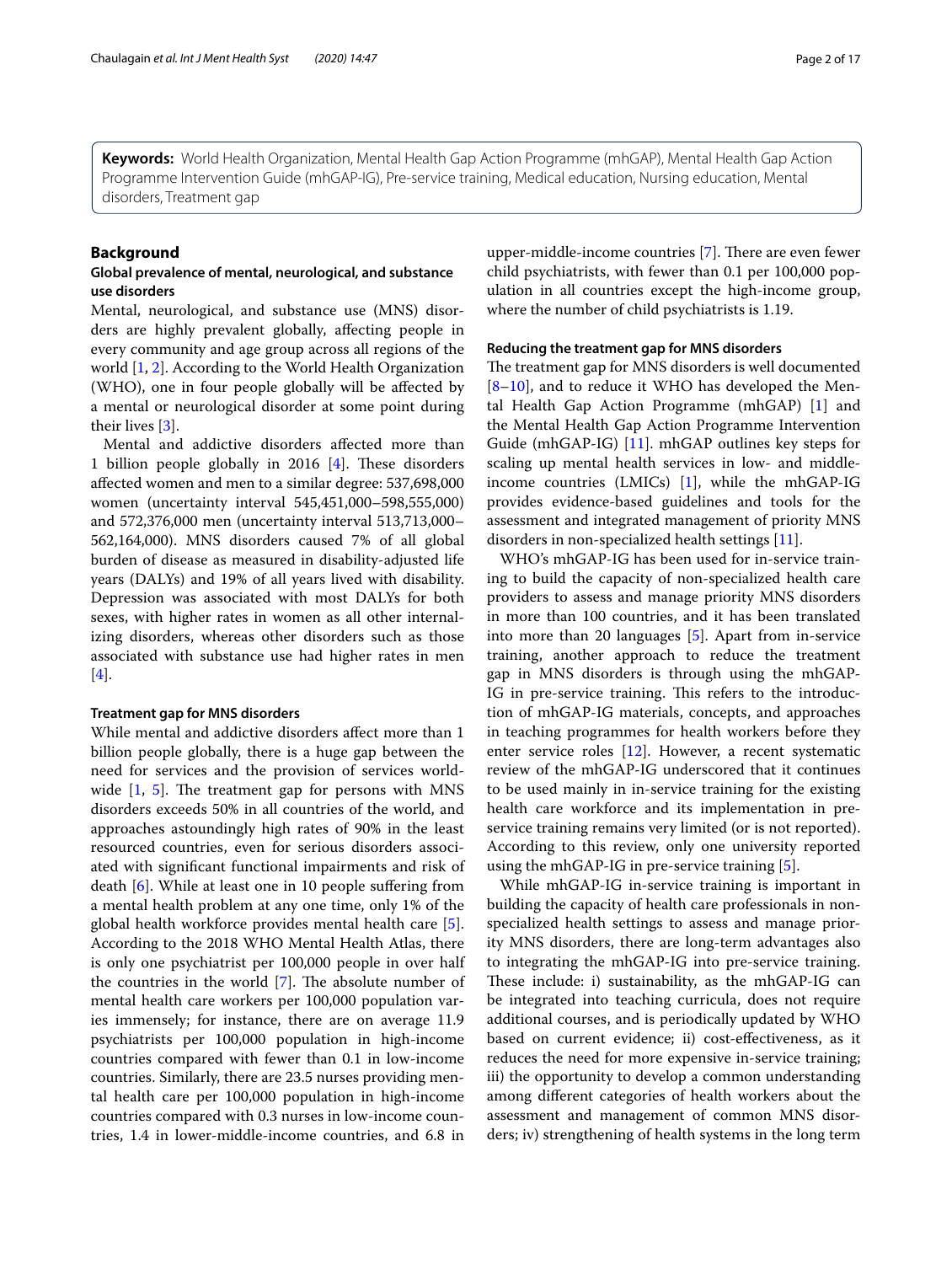**Keywords:** World Health Organization, Mental Health Gap Action Programme (mhGAP), Mental Health Gap Action Programme Intervention Guide (mhGAP-IG), Pre-service training, Medical education, Nursing education, Mental disorders, Treatment gap

## Background

### Global prevalence of mental, neurological, and substance use disorders

Mental, neurological, and substance use (MNS) disorders are highly prevalent globally, affecting people in every community and age group across all regions of the world [1, 2]. According to the World Health Organization (WHO), one in four people globally will be affected by a mental or neurological disorder at some point during their lives [3].

Mental and addictive disorders affected more than 1 billion people globally in 2016 [4]. These disorders affected women and men to a similar degree: 537,698,000 women (uncertainty interval 545,451,000–598,555,000) and 572,376,000 men (uncertainty interval 513,713,000–562,164,000). MNS disorders caused 7% of all global burden of disease as measured in disability-adjusted life years (DALYs) and 19% of all years lived with disability. Depression was associated with most DALYs for both sexes, with higher rates in women as all other internalizing disorders, whereas other disorders such as those associated with substance use had higher rates in men [4].

### Treatment gap for MNS disorders

While mental and addictive disorders affect more than 1 billion people globally, there is a huge gap between the need for services and the provision of services worldwide [1, 5]. The treatment gap for persons with MNS disorders exceeds 50% in all countries of the world, and approaches astoundingly high rates of 90% in the least resourced countries, even for serious disorders associated with significant functional impairments and risk of death [6]. While at least one in 10 people suffering from a mental health problem at any one time, only 1% of the global health workforce provides mental health care [5]. According to the 2018 WHO Mental Health Atlas, there is only one psychiatrist per 100,000 people in over half the countries in the world [7]. The absolute number of mental health care workers per 100,000 population varies immensely; for instance, there are on average 11.9 psychiatrists per 100,000 population in high-income countries compared with fewer than 0.1 in low-income countries. Similarly, there are 23.5 nurses providing mental health care per 100,000 population in high-income countries compared with 0.3 nurses in low-income countries, 1.4 in lower-middle-income countries, and 6.8 in upper-middle-income countries [7]. There are even fewer child psychiatrists, with fewer than 0.1 per 100,000 population in all countries except the high-income group, where the number of child psychiatrists is 1.19.

### Reducing the treatment gap for MNS disorders

The treatment gap for MNS disorders is well documented [8–10], and to reduce it WHO has developed the Mental Health Gap Action Programme (mhGAP) [1] and the Mental Health Gap Action Programme Intervention Guide (mhGAP-IG) [11]. mhGAP outlines key steps for scaling up mental health services in low- and middle-income countries (LMICs) [1], while the mhGAP-IG provides evidence-based guidelines and tools for the assessment and integrated management of priority MNS disorders in non-specialized health settings [11].

WHO's mhGAP-IG has been used for in-service training to build the capacity of non-specialized health care providers to assess and manage priority MNS disorders in more than 100 countries, and it has been translated into more than 20 languages [5]. Apart from in-service training, another approach to reduce the treatment gap in MNS disorders is through using the mhGAP-IG in pre-service training. This refers to the introduction of mhGAP-IG materials, concepts, and approaches in teaching programmes for health workers before they enter service roles [12]. However, a recent systematic review of the mhGAP-IG underscored that it continues to be used mainly in in-service training for the existing health care workforce and its implementation in pre-service training remains very limited (or is not reported). According to this review, only one university reported using the mhGAP-IG in pre-service training [5].

While mhGAP-IG in-service training is important in building the capacity of health care professionals in non-specialized health settings to assess and manage priority MNS disorders, there are long-term advantages also to integrating the mhGAP-IG into pre-service training. These include: i) sustainability, as the mhGAP-IG can be integrated into teaching curricula, does not require additional courses, and is periodically updated by WHO based on current evidence; ii) cost-effectiveness, as it reduces the need for more expensive in-service training; iii) the opportunity to develop a common understanding among different categories of health workers about the assessment and management of common MNS disorders; iv) strengthening of health systems in the long term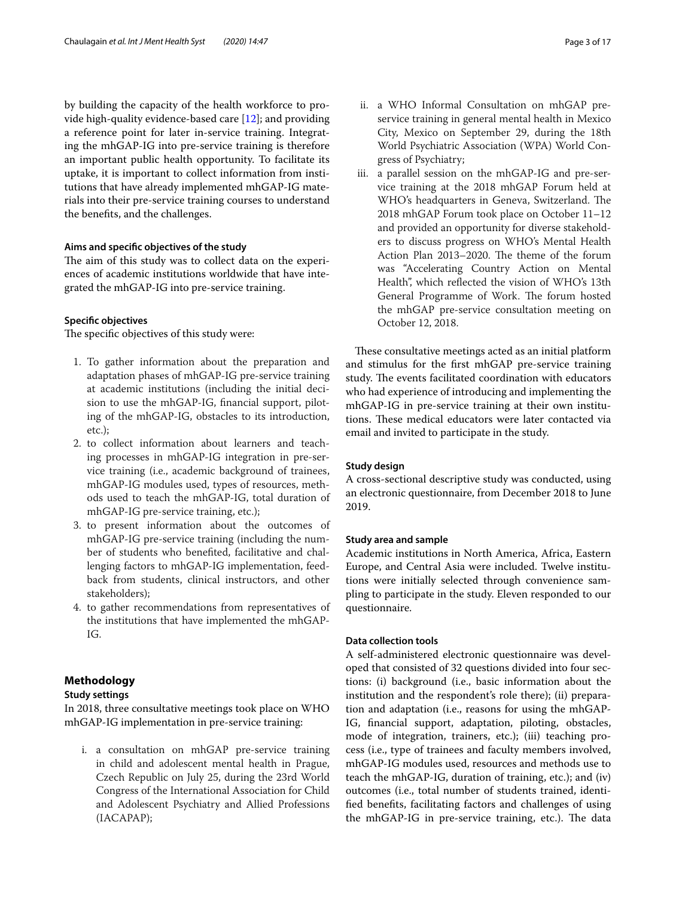by building the capacity of the health workforce to provide high-quality evidence-based care [12]; and providing a reference point for later in-service training. Integrating the mhGAP-IG into pre-service training is therefore an important public health opportunity. To facilitate its uptake, it is important to collect information from institutions that have already implemented mhGAP-IG materials into their pre-service training courses to understand the benefits, and the challenges.

### Aims and specific objectives of the study

The aim of this study was to collect data on the experiences of academic institutions worldwide that have integrated the mhGAP-IG into pre-service training.

### Specific objectives

The specific objectives of this study were:

1. To gather information about the preparation and adaptation phases of mhGAP-IG pre-service training at academic institutions (including the initial decision to use the mhGAP-IG, financial support, piloting of the mhGAP-IG, obstacles to its introduction, etc.);
2. to collect information about learners and teaching processes in mhGAP-IG integration in pre-service training (i.e., academic background of trainees, mhGAP-IG modules used, types of resources, methods used to teach the mhGAP-IG, total duration of mhGAP-IG pre-service training, etc.);
3. to present information about the outcomes of mhGAP-IG pre-service training (including the number of students who benefited, facilitative and challenging factors to mhGAP-IG implementation, feedback from students, clinical instructors, and other stakeholders);
4. to gather recommendations from representatives of the institutions that have implemented the mhGAP-IG.

## Methodology

### Study settings

In 2018, three consultative meetings took place on WHO mhGAP-IG implementation in pre-service training:

i. a consultation on mhGAP pre-service training in child and adolescent mental health in Prague, Czech Republic on July 25, during the 23rd World Congress of the International Association for Child and Adolescent Psychiatry and Allied Professions (IACAPAP);
ii. a WHO Informal Consultation on mhGAP pre-service training in general mental health in Mexico City, Mexico on September 29, during the 18th World Psychiatric Association (WPA) World Congress of Psychiatry;
iii. a parallel session on the mhGAP-IG and pre-service training at the 2018 mhGAP Forum held at WHO's headquarters in Geneva, Switzerland. The 2018 mhGAP Forum took place on October 11–12 and provided an opportunity for diverse stakeholders to discuss progress on WHO's Mental Health Action Plan 2013–2020. The theme of the forum was "Accelerating Country Action on Mental Health", which reflected the vision of WHO's 13th General Programme of Work. The forum hosted the mhGAP pre-service consultation meeting on October 12, 2018.

These consultative meetings acted as an initial platform and stimulus for the first mhGAP pre-service training study. The events facilitated coordination with educators who had experience of introducing and implementing the mhGAP-IG in pre-service training at their own institutions. These medical educators were later contacted via email and invited to participate in the study.

### Study design

A cross-sectional descriptive study was conducted, using an electronic questionnaire, from December 2018 to June 2019.

### Study area and sample

Academic institutions in North America, Africa, Eastern Europe, and Central Asia were included. Twelve institutions were initially selected through convenience sampling to participate in the study. Eleven responded to our questionnaire.

### Data collection tools

A self-administered electronic questionnaire was developed that consisted of 32 questions divided into four sections: (i) background (i.e., basic information about the institution and the respondent's role there); (ii) preparation and adaptation (i.e., reasons for using the mhGAP-IG, financial support, adaptation, piloting, obstacles, mode of integration, trainers, etc.); (iii) teaching process (i.e., type of trainees and faculty members involved, mhGAP-IG modules used, resources and methods use to teach the mhGAP-IG, duration of training, etc.); and (iv) outcomes (i.e., total number of students trained, identified benefits, facilitating factors and challenges of using the mhGAP-IG in pre-service training, etc.). The data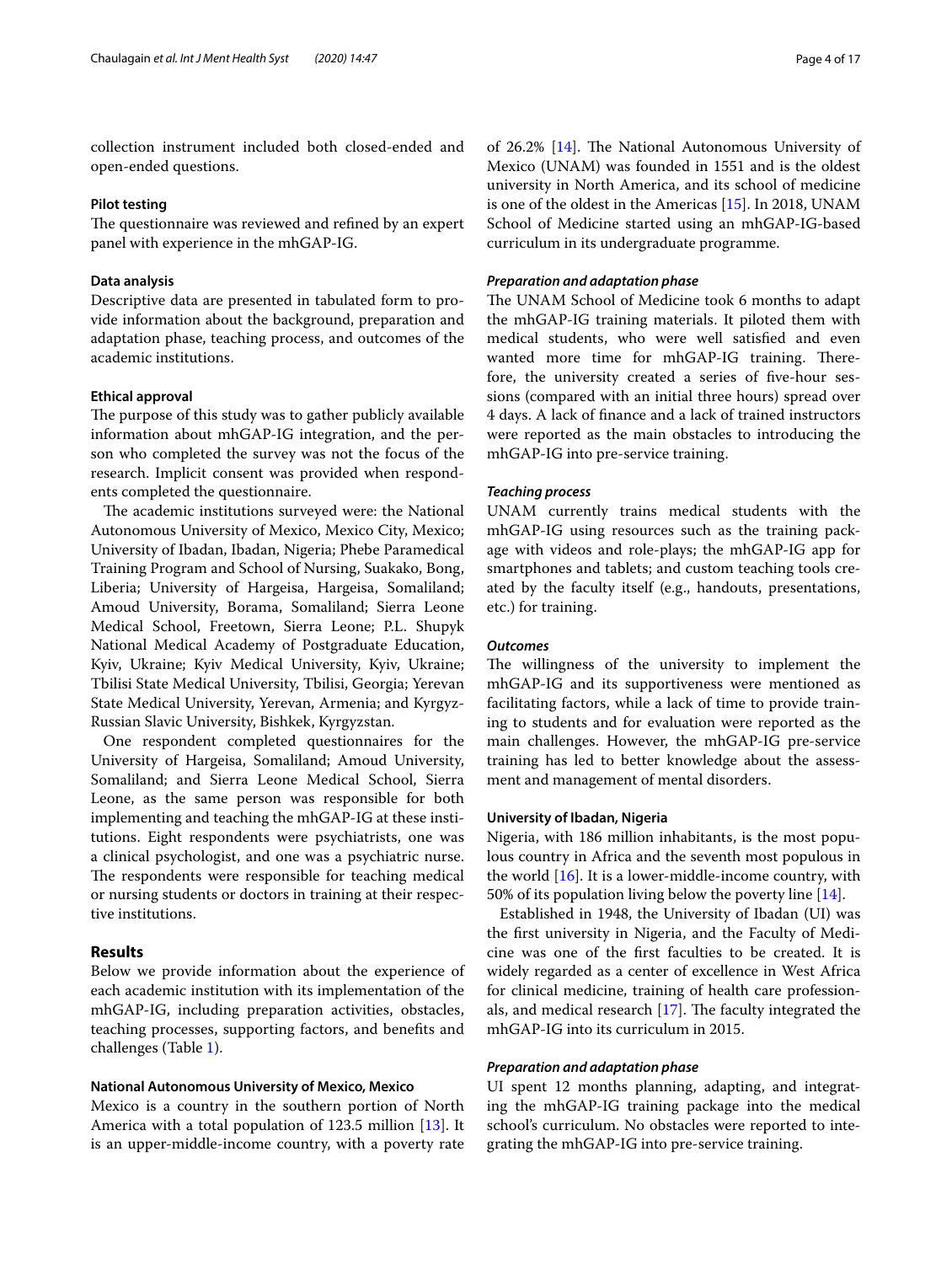collection instrument included both closed-ended and open-ended questions.

#### Pilot testing

The questionnaire was reviewed and refined by an expert panel with experience in the mhGAP-IG.

#### Data analysis

Descriptive data are presented in tabulated form to provide information about the background, preparation and adaptation phase, teaching process, and outcomes of the academic institutions.

#### Ethical approval

The purpose of this study was to gather publicly available information about mhGAP-IG integration, and the person who completed the survey was not the focus of the research. Implicit consent was provided when respondents completed the questionnaire.

The academic institutions surveyed were: the National Autonomous University of Mexico, Mexico City, Mexico; University of Ibadan, Ibadan, Nigeria; Phebe Paramedical Training Program and School of Nursing, Suakako, Bong, Liberia; University of Hargeisa, Hargeisa, Somaliland; Amoud University, Borama, Somaliland; Sierra Leone Medical School, Freetown, Sierra Leone; P.L. Shupyk National Medical Academy of Postgraduate Education, Kyiv, Ukraine; Kyiv Medical University, Kyiv, Ukraine; Tbilisi State Medical University, Tbilisi, Georgia; Yerevan State Medical University, Yerevan, Armenia; and Kyrgyz-Russian Slavic University, Bishkek, Kyrgyzstan.

One respondent completed questionnaires for the University of Hargeisa, Somaliland; Amoud University, Somaliland; and Sierra Leone Medical School, Sierra Leone, as the same person was responsible for both implementing and teaching the mhGAP-IG at these institutions. Eight respondents were psychiatrists, one was a clinical psychologist, and one was a psychiatric nurse. The respondents were responsible for teaching medical or nursing students or doctors in training at their respective institutions.

## Results

Below we provide information about the experience of each academic institution with its implementation of the mhGAP-IG, including preparation activities, obstacles, teaching processes, supporting factors, and benefits and challenges (Table 1).

#### National Autonomous University of Mexico, Mexico

Mexico is a country in the southern portion of North America with a total population of 123.5 million [13]. It is an upper-middle-income country, with a poverty rate of 26.2% [14]. The National Autonomous University of Mexico (UNAM) was founded in 1551 and is the oldest university in North America, and its school of medicine is one of the oldest in the Americas [15]. In 2018, UNAM School of Medicine started using an mhGAP-IG-based curriculum in its undergraduate programme.

##### *Preparation and adaptation phase*

The UNAM School of Medicine took 6 months to adapt the mhGAP-IG training materials. It piloted them with medical students, who were well satisfied and even wanted more time for mhGAP-IG training. Therefore, the university created a series of five-hour sessions (compared with an initial three hours) spread over 4 days. A lack of finance and a lack of trained instructors were reported as the main obstacles to introducing the mhGAP-IG into pre-service training.

##### *Teaching process*

UNAM currently trains medical students with the mhGAP-IG using resources such as the training package with videos and role-plays; the mhGAP-IG app for smartphones and tablets; and custom teaching tools created by the faculty itself (e.g., handouts, presentations, etc.) for training.

##### *Outcomes*

The willingness of the university to implement the mhGAP-IG and its supportiveness were mentioned as facilitating factors, while a lack of time to provide training to students and for evaluation were reported as the main challenges. However, the mhGAP-IG pre-service training has led to better knowledge about the assessment and management of mental disorders.

#### University of Ibadan, Nigeria

Nigeria, with 186 million inhabitants, is the most populous country in Africa and the seventh most populous in the world [16]. It is a lower-middle-income country, with 50% of its population living below the poverty line [14].

Established in 1948, the University of Ibadan (UI) was the first university in Nigeria, and the Faculty of Medicine was one of the first faculties to be created. It is widely regarded as a center of excellence in West Africa for clinical medicine, training of health care professionals, and medical research [17]. The faculty integrated the mhGAP-IG into its curriculum in 2015.

##### *Preparation and adaptation phase*

UI spent 12 months planning, adapting, and integrating the mhGAP-IG training package into the medical school's curriculum. No obstacles were reported to integrating the mhGAP-IG into pre-service training.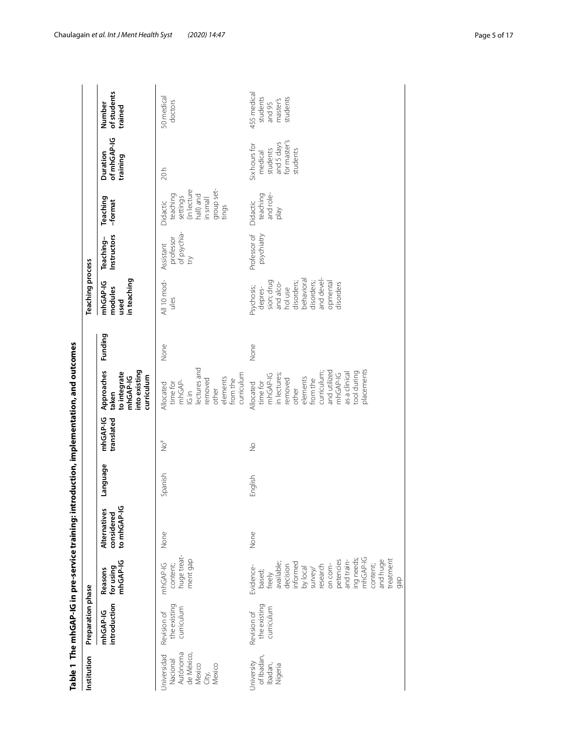**Table 1 The mhGAP-IG in pre-service training: introduction, implementation, and outcomes**

| Institution | Preparation phase | | | | | | | Teaching process | | | | Number of students trained |
|---|---|---|---|---|---|---|---|---|---|---|---|---|
| | mhGAP-IG introduction | Reasons for using mhGAP-IG | Alternatives considered to mhGAP-IG | Language | mhGAP-IG translated | Approaches taken to integrate mhGAP-IG into existing curriculum | Funding | mhGAP-IG modules used in teaching | Teaching–Instructors | Teaching–format | Duration of mhGAP-IG training | |
| Universidad Nacional Autónoma de México, Mexico City, Mexico | Revision of the existing curriculum | mhGAP-IG content; huge treatment gap | None | Spanish | No[a] | Allocated time for mhGAP-IG in lectures and removed other elements from the curriculum | None | All 10 modules | Assistant professor of psychiatry | Didactic teaching settings (in lecture hall) and in small group settings | 20 h | 50 medical doctors |
| University of Ibadan, Ibadan, Nigeria | Revision of the existing curriculum | Evidence-based; freely available; decision informed by local survey/research on competencies and training needs; mhGAP-IG content; and huge treatment gap | None | English | No | Allocated time for mhGAP-IG in lectures; removed other elements from the curriculum; and utilized mhGAP-IG as a clinical tool during placements | None | Psychosis; depression; drug and alcohol use disorders; behavioral disorders; and developmental disorders | Professor of psychiatry | Didactic teaching and role-play | Six hours for medical students and 5 days for master's students | 455 medical students and 95 master's students |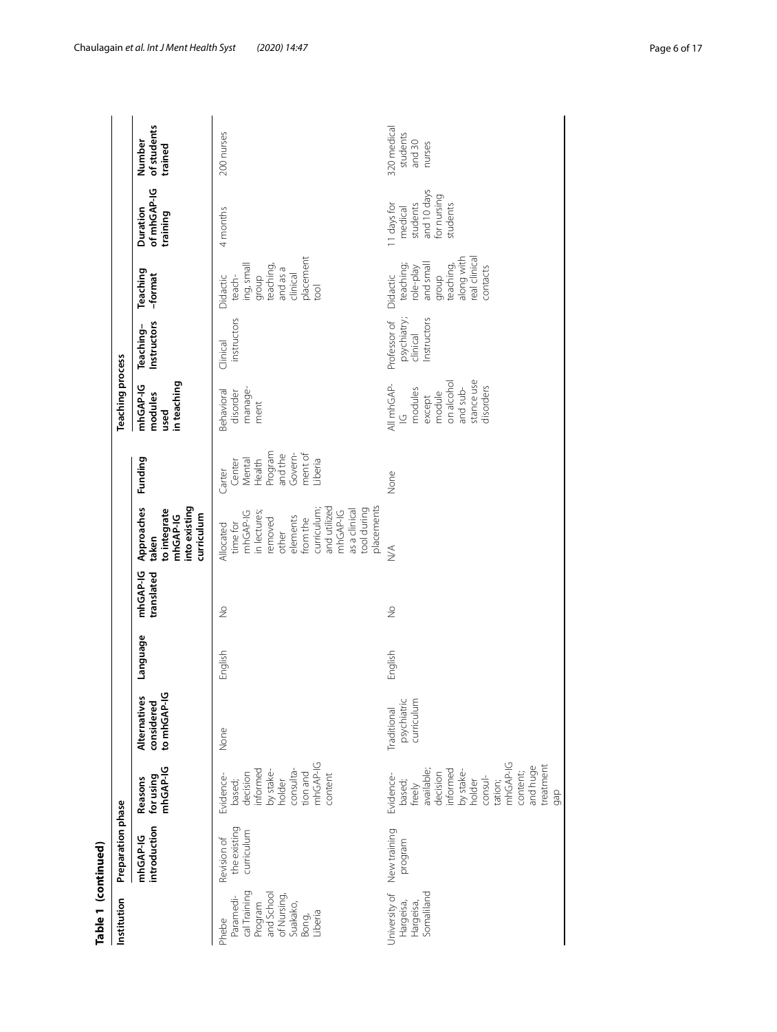**Table 1 (continued)**

| Institution | Preparation phase | | | | | | | | Teaching process | | | | |
|---|---|---|---|---|---|---|---|---|---|---|---|---|---|
| | mhGAP-IG introduction | Reasons for using mhGAP-IG | Alternatives considered to mhGAP-IG | Language | mhGAP-IG translated | Approaches taken to integrate mhGAP-IG into existing curriculum | Funding | mhGAP-IG modules used in teaching | Teaching–Instructors | Teaching –format | Duration of mhGAP-IG training | Number of students trained |
| Phebe Paramedical Training Program and School of Nursing, Suakako, Bong, Liberia | Revision of the existing curriculum | Evidence-based; decision informed by stakeholder consultation and mhGAP-IG content | None | English | No | Allocated time for mhGAP-IG in lectures; removed other elements from the curriculum; and utilized mhGAP-IG as a clinical tool during placements | Carter Center Mental Health Program and the Government of Liberia | Behavioral disorder management | Clinical instructors | Didactic teaching, small group teaching, and as a clinical placement tool | 4 months | 200 nurses |
| University of Hargeisa, Hargeisa, Somaliland | New training program | Evidence-based; freely available; decision informed by stakeholder consultation; mhGAP-IG content; and huge treatment gap | Traditional psychiatric curriculum | English | No | N/A | None | All mhGAP-IG modules except module on alcohol and substance use disorders | Professor of psychiatry; clinical Instructors | Didactic teaching; role-play and small group teaching, along with real clinical contacts | 11 days for medical students and 10 days for nursing students | 320 medical students and 30 nurses |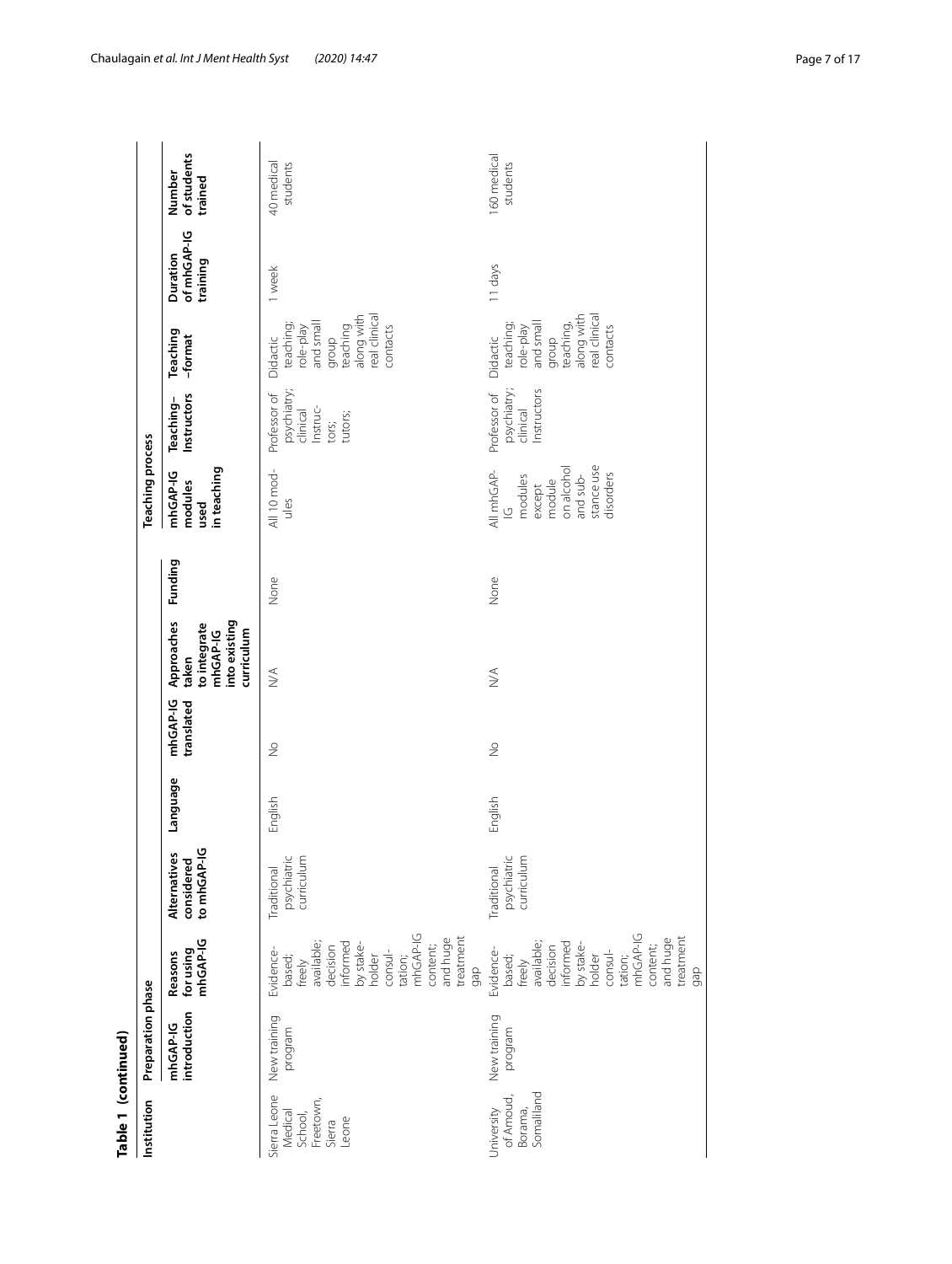**Table 1 (continued)**

| Institution | Preparation phase | | | | | | | | Teaching process | | | | |
|---|---|---|---|---|---|---|---|---|---|---|---|---|---|
| | mhGAP-IG introduction | Reasons for using mhGAP-IG | Alternatives considered to mhGAP-IG | Language | mhGAP-IG translated | Approaches taken to integrate mhGAP-IG into existing curriculum | Funding | mhGAP-IG modules used in teaching | Teaching–Instructors | Teaching–format | Duration of mhGAP-IG training | Number of students trained |
| Sierra Leone Medical School, Freetown, Sierra Leone | New training program | Evidence-based; freely available; decision informed by stake-holder consultation; mhGAP-IG content; and huge treatment gap | Traditional psychiatric curriculum | English | No | N/A | None | All 10 modules | Professor of psychiatry; clinical Instructors; tutors; | Didactic teaching; role-play and small group teaching along with real clinical contacts | 1 week | 40 medical students |
| University of Amoud, Borama, Somaliland | New training program | Evidence-based; freely available; decision informed by stake-holder consultation; mhGAP-IG content; and huge treatment gap | Traditional psychiatric curriculum | English | No | N/A | None | All mhGAP-IG modules except module on alcohol and substance use disorders | Professor of psychiatry; clinical Instructors | Didactic teaching; role-play and small group teaching, along with real clinical contacts | 11 days | 160 medical students |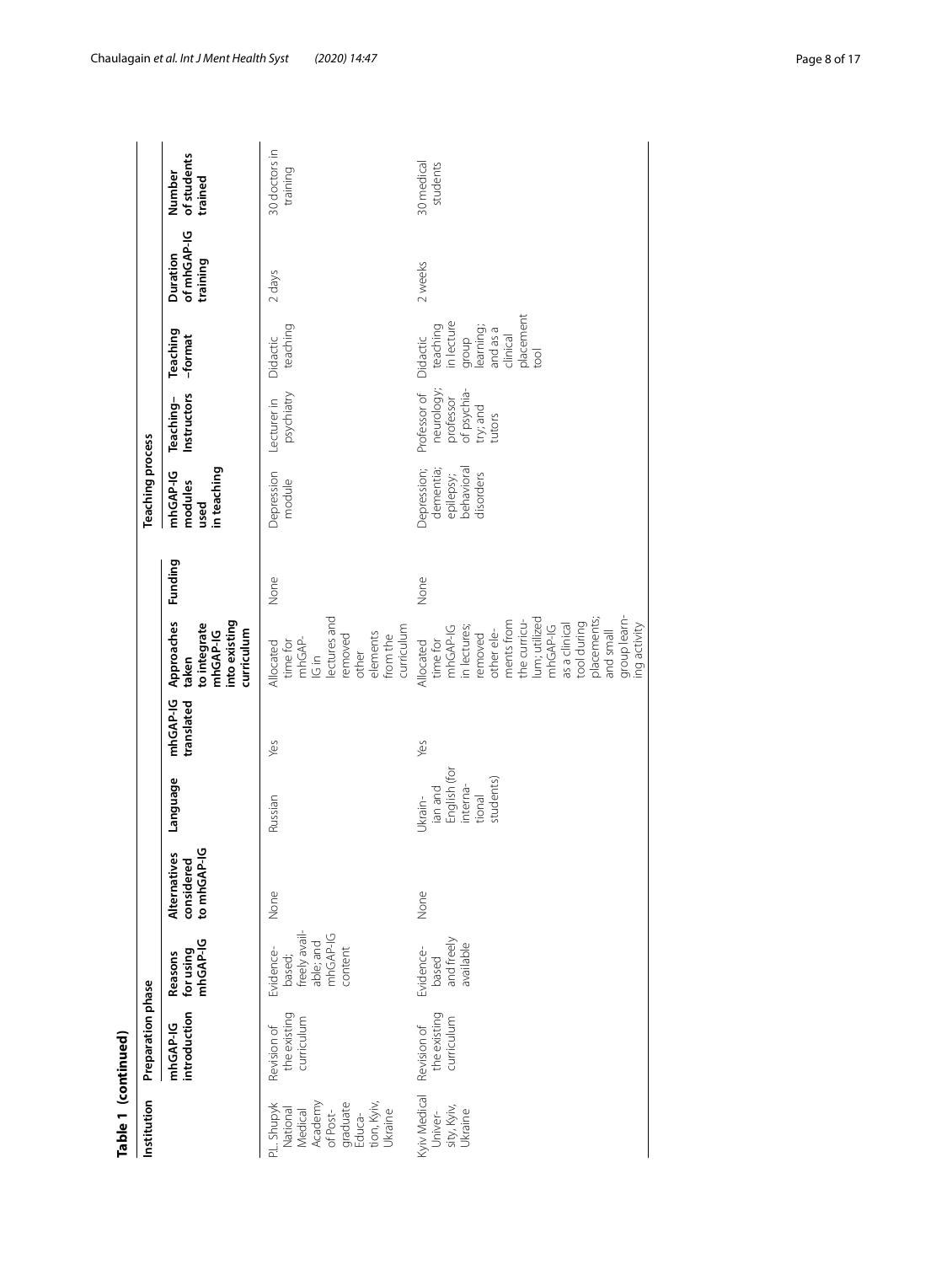**Table 1 (continued)**

| Institution | Preparation phase | | | | | | | | Teaching process | | | | |
|---|---|---|---|---|---|---|---|---|---|---|---|---|---|
| | mhGAP-IG introduction | Reasons for using mhGAP-IG | Alternatives considered to mhGAP-IG | Language | mhGAP-IG translated | Approaches taken to integrate mhGAP-IG into existing curriculum | Funding | mhGAP-IG modules used in teaching | Teaching–Instructors | Teaching–format | Duration of mhGAP-IG training | Number of students trained |
| P.L. Shupyk National Medical Academy of Post-graduate Education, Kyiv, Ukraine | Revision of the existing curriculum | Evidence-based; freely available; and mhGAP-IG content | None | Russian | Yes | Allocated time for mhGAP-IG in lectures and removed other elements from the curriculum | None | Depression module | Lecturer in psychiatry | Didactic teaching | 2 days | 30 doctors in training |
| Kyiv Medical University, Kyiv, Ukraine | Revision of the existing curriculum | Evidence-based and freely available | None | Ukrainian and English (for international students) | Yes | Allocated time for mhGAP-IG in lectures; removed other elements from the curriculum; utilized mhGAP-IG as a clinical tool during placements; and small group learning activity | None | Depression; dementia; epilepsy; behavioral disorders | Professor of neurology; professor of psychiatry; and tutors | Didactic teaching in lecture group learning; and as a clinical placement tool | 2 weeks | 30 medical students |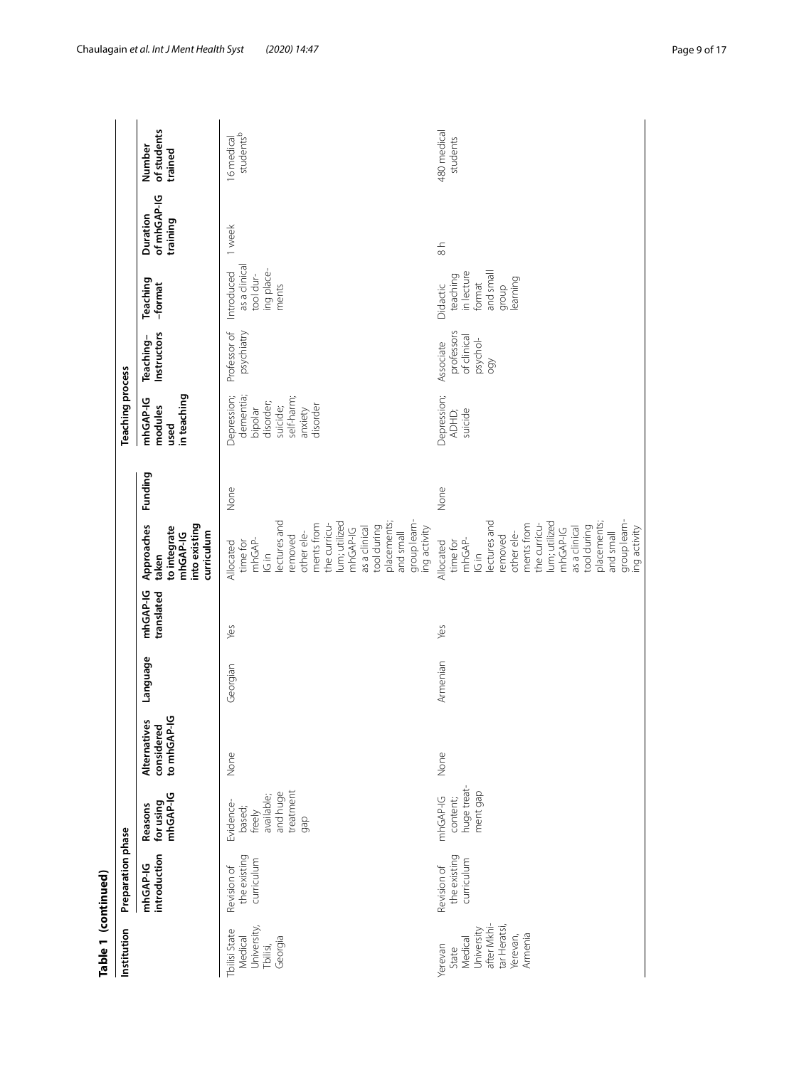**Table 1 (continued)**

| Institution | Preparation phase | | | | | | | Teaching process | | | | |
|---|---|---|---|---|---|---|---|---|---|---|---|---|
| | mhGAP-IG introduction | Reasons for using mhGAP-IG | Alternatives considered to mhGAP-IG | Language | mhGAP-IG translated | Approaches taken to integrate mhGAP-IG into existing curriculum | Funding | mhGAP-IG modules used in teaching | Teaching–Instructors | Teaching–format | Duration of mhGAP-IG training | Number of students trained |
| Tbilisi State Medical University, Tbilisi, Georgia | Revision of the existing curriculum | Evidence-based; freely available; and huge treatment gap | None | Georgian | Yes | Allocated time for mhGAP-IG in lectures and removed other elements from the curriculum; utilized mhGAP-IG as a clinical tool during placements; and small group learning activity | None | Depression; dementia; bipolar disorder; suicide; self-harm; anxiety disorder | Professor of psychiatry | Introduced as a clinical tool during placements | 1 week | 16 medical students[b] |
| Yerevan State Medical University after Mkhitar Heratsi, Yerevan, Armenia | Revision of the existing curriculum | mhGAP-IG content; huge treatment gap | None | Armenian | Yes | Allocated time for mhGAP-IG in lectures and removed other elements from the curriculum; utilized mhGAP-IG as a clinical tool during placements; and small group learning activity | None | Depression; ADHD; suicide | Associate professors of clinical psychology | Didactic teaching in lecture format and small group learning | 8 h | 480 medical students |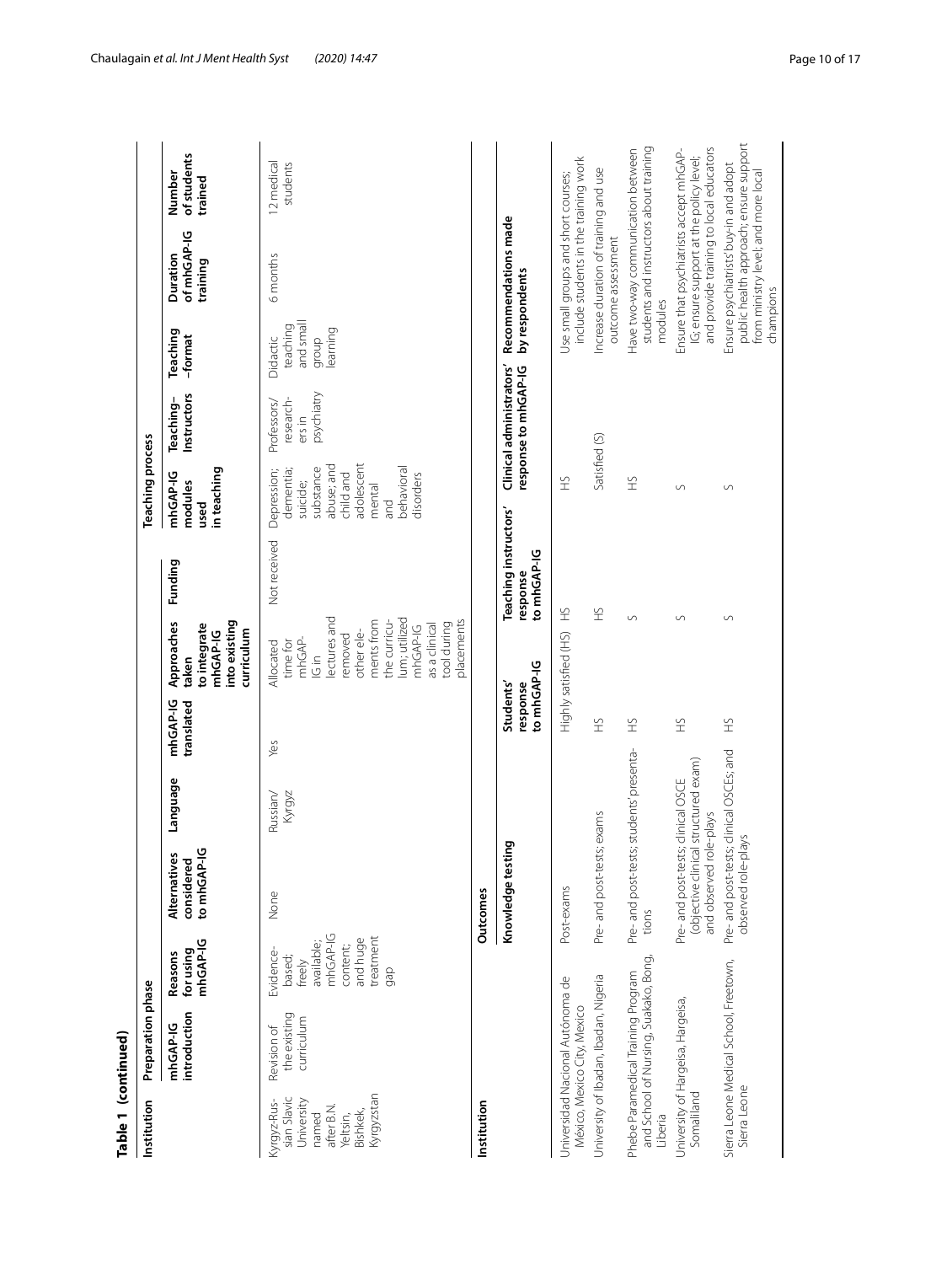**Table 1 (continued)**

| Institution | Preparation phase | | | | | | | Teaching process | | | | |
|---|---|---|---|---|---|---|---|---|---|---|---|---|
| | mhGAP-IG introduction | Reasons for using mhGAP-IG | Alternatives considered to mhGAP-IG | Language | mhGAP-IG translated | Approaches taken to integrate mhGAP-IG into existing curriculum | Funding | mhGAP-IG modules used in teaching | Teaching-Instructors | Teaching -format | Duration of mhGAP-IG training | Number of students trained |
| Kyrgyz-Russian Slavic University named after B.N. Yeltsin, Bishkek, Kyrgyzstan | Revision of the existing curriculum | Evidence-based; freely available; mhGAP-IG content; and huge treatment gap | None | Russian/Kyrgyz | Yes | Allocated time for mhGAP-IG in lectures and removed other elements from the curriculum; utilized mhGAP-IG as a clinical tool during placements | Not received | Depression; dementia; suicide; substance abuse; and child and adolescent mental and behavioral disorders | Professors/researchers in psychiatry | Didactic teaching and small group learning | 6 months | 12 medical students |

| Institution | Outcomes | | | | |
|---|---|---|---|---|---|
| | Knowledge testing | Students' response to mhGAP-IG | Teaching instructors' response to mhGAP-IG | Clinical administrators' response to mhGAP-IG | Recommendations made by respondents |
| Universidad Nacional Autónoma de México, Mexico City, Mexico | Post-exams | Highly satisfied (HS) | HS | HS | Use small groups and short courses; include students in the training work |
| University of Ibadan, Ibadan, Nigeria | Pre- and post-tests; exams | HS | HS | Satisfied (S) | Increase duration of training and use outcome assessment |
| Phebe Paramedical Training Program and School of Nursing, Suakako, Bong, Liberia | Pre- and post-tests; students' presentations | HS | S | HS | Have two-way communication between students and instructors about training modules |
| University of Hargeisa, Hargeisa, Somaliland | Pre- and post-tests; clinical OSCE (objective clinical structured exam) and observed role-plays | HS | S | S | Ensure that psychiatrists accept mhGAP-IG; ensure support at the policy level; and provide training to local educators |
| Sierra Leone Medical School, Freetown, Sierra Leone | Pre- and post-tests; clinical OSCEs; and observed role-plays | HS | S | S | Ensure psychiatrists' buy-in and adopt public health approach; ensure support from ministry level; and more local champions |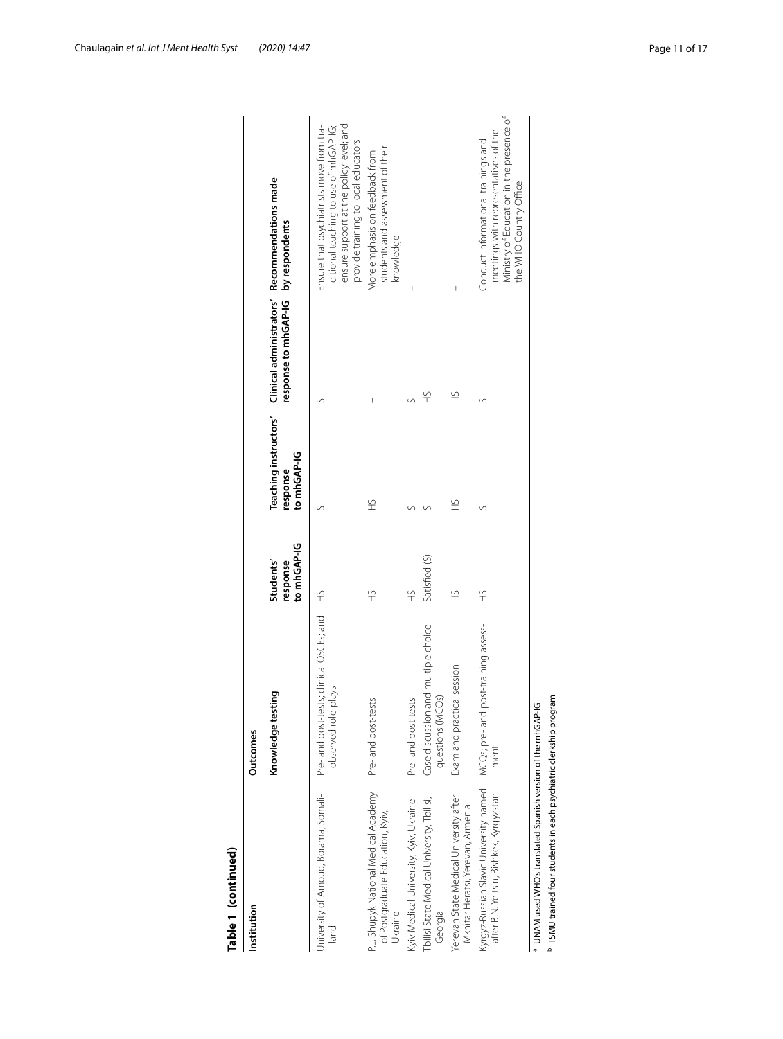**Table 1 (continued)**

| Institution | Outcomes | | | | |
|---|---|---|---|---|---|
| | Knowledge testing | Students' response to mhGAP-IG | Teaching instructors' response to mhGAP-IG | Clinical administrators' response to mhGAP-IG | Recommendations made by respondents |
| University of Amoud, Borama, Somaliland | Pre- and post-tests; clinical OSCEs; and observed role-plays | HS | S | S | Ensure that psychiatrists move from traditional teaching to use of mhGAP-IG; ensure support at the policy level; and provide training to local educators |
| P.L. Shupyk National Medical Academy of Postgraduate Education, Kyiv, Ukraine | Pre- and post-tests | HS | HS | – | More emphasis on feedback from students and assessment of their knowledge |
| Kyiv Medical University, Kyiv, Ukraine | Pre- and post-tests | HS | S | S | – |
| Tbilisi State Medical University, Tbilisi, Georgia | Case discussion and multiple choice questions (MCQs) | Satisfied (S) | S | HS | – |
| Yerevan State Medical University after Mkhitar Heratsi, Yerevan, Armenia | Exam and practical session | HS | HS | HS | – |
| Kyrgyz-Russian Slavic University named after B.N. Yeltsin, Bishkek, Kyrgyzstan | MCQs; pre- and post-training assessment | HS | S | S | Conduct informational trainings and meetings with representatives of the Ministry of Education in the presence of the WHO Country Office |

[a] UNAM used WHO's translated Spanish version of the mhGAP-IG

[b] TSMU trained four students in each psychiatric clerkship program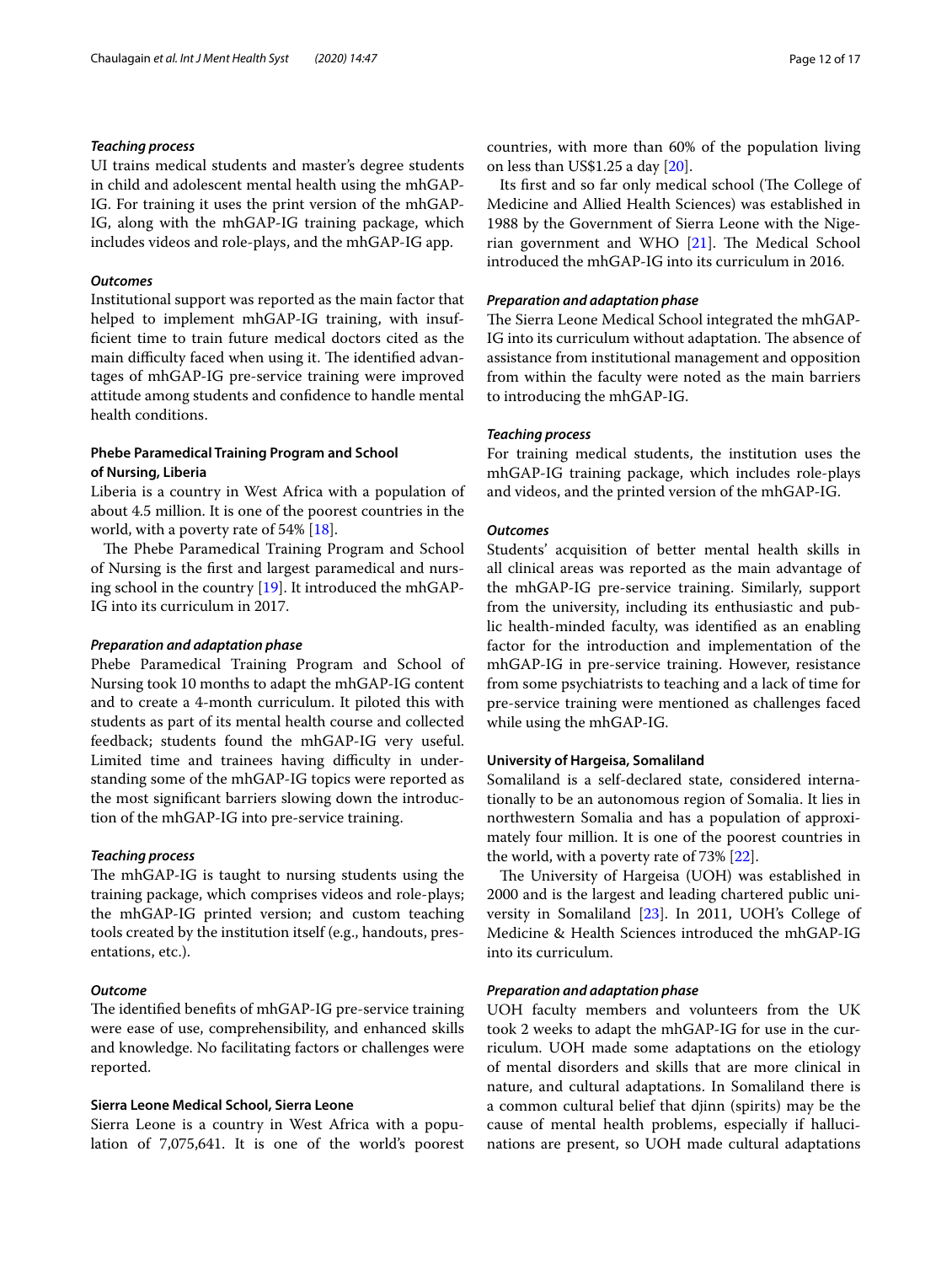#### *Teaching process*

UI trains medical students and master's degree students in child and adolescent mental health using the mhGAP-IG. For training it uses the print version of the mhGAP-IG, along with the mhGAP-IG training package, which includes videos and role-plays, and the mhGAP-IG app.

#### *Outcomes*

Institutional support was reported as the main factor that helped to implement mhGAP-IG training, with insufficient time to train future medical doctors cited as the main difficulty faced when using it. The identified advantages of mhGAP-IG pre-service training were improved attitude among students and confidence to handle mental health conditions.

### Phebe Paramedical Training Program and School of Nursing, Liberia

Liberia is a country in West Africa with a population of about 4.5 million. It is one of the poorest countries in the world, with a poverty rate of 54% [18].

The Phebe Paramedical Training Program and School of Nursing is the first and largest paramedical and nursing school in the country [19]. It introduced the mhGAP-IG into its curriculum in 2017.

#### *Preparation and adaptation phase*

Phebe Paramedical Training Program and School of Nursing took 10 months to adapt the mhGAP-IG content and to create a 4-month curriculum. It piloted this with students as part of its mental health course and collected feedback; students found the mhGAP-IG very useful. Limited time and trainees having difficulty in understanding some of the mhGAP-IG topics were reported as the most significant barriers slowing down the introduction of the mhGAP-IG into pre-service training.

#### *Teaching process*

The mhGAP-IG is taught to nursing students using the training package, which comprises videos and role-plays; the mhGAP-IG printed version; and custom teaching tools created by the institution itself (e.g., handouts, presentations, etc.).

#### *Outcome*

The identified benefits of mhGAP-IG pre-service training were ease of use, comprehensibility, and enhanced skills and knowledge. No facilitating factors or challenges were reported.

### Sierra Leone Medical School, Sierra Leone

Sierra Leone is a country in West Africa with a population of 7,075,641. It is one of the world's poorest countries, with more than 60% of the population living on less than US$1.25 a day [20].

Its first and so far only medical school (The College of Medicine and Allied Health Sciences) was established in 1988 by the Government of Sierra Leone with the Nigerian government and WHO [21]. The Medical School introduced the mhGAP-IG into its curriculum in 2016.

#### *Preparation and adaptation phase*

The Sierra Leone Medical School integrated the mhGAP-IG into its curriculum without adaptation. The absence of assistance from institutional management and opposition from within the faculty were noted as the main barriers to introducing the mhGAP-IG.

#### *Teaching process*

For training medical students, the institution uses the mhGAP-IG training package, which includes role-plays and videos, and the printed version of the mhGAP-IG.

#### *Outcomes*

Students' acquisition of better mental health skills in all clinical areas was reported as the main advantage of the mhGAP-IG pre-service training. Similarly, support from the university, including its enthusiastic and public health-minded faculty, was identified as an enabling factor for the introduction and implementation of the mhGAP-IG in pre-service training. However, resistance from some psychiatrists to teaching and a lack of time for pre-service training were mentioned as challenges faced while using the mhGAP-IG.

### University of Hargeisa, Somaliland

Somaliland is a self-declared state, considered internationally to be an autonomous region of Somalia. It lies in northwestern Somalia and has a population of approximately four million. It is one of the poorest countries in the world, with a poverty rate of 73% [22].

The University of Hargeisa (UOH) was established in 2000 and is the largest and leading chartered public university in Somaliland [23]. In 2011, UOH's College of Medicine & Health Sciences introduced the mhGAP-IG into its curriculum.

#### *Preparation and adaptation phase*

UOH faculty members and volunteers from the UK took 2 weeks to adapt the mhGAP-IG for use in the curriculum. UOH made some adaptations on the etiology of mental disorders and skills that are more clinical in nature, and cultural adaptations. In Somaliland there is a common cultural belief that djinn (spirits) may be the cause of mental health problems, especially if hallucinations are present, so UOH made cultural adaptations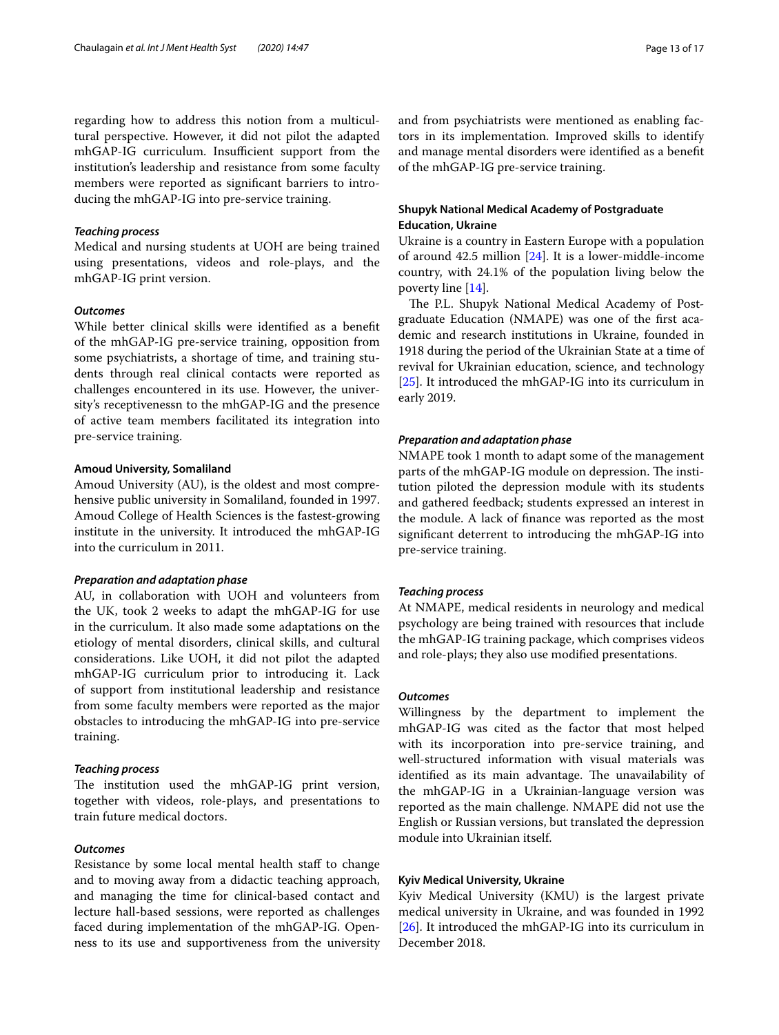regarding how to address this notion from a multicultural perspective. However, it did not pilot the adapted mhGAP-IG curriculum. Insufficient support from the institution's leadership and resistance from some faculty members were reported as significant barriers to introducing the mhGAP-IG into pre-service training.

#### *Teaching process*

Medical and nursing students at UOH are being trained using presentations, videos and role-plays, and the mhGAP-IG print version.

#### *Outcomes*

While better clinical skills were identified as a benefit of the mhGAP-IG pre-service training, opposition from some psychiatrists, a shortage of time, and training students through real clinical contacts were reported as challenges encountered in its use. However, the university's receptivenessn to the mhGAP-IG and the presence of active team members facilitated its integration into pre-service training.

### Amoud University, Somaliland

Amoud University (AU), is the oldest and most comprehensive public university in Somaliland, founded in 1997. Amoud College of Health Sciences is the fastest-growing institute in the university. It introduced the mhGAP-IG into the curriculum in 2011.

#### *Preparation and adaptation phase*

AU, in collaboration with UOH and volunteers from the UK, took 2 weeks to adapt the mhGAP-IG for use in the curriculum. It also made some adaptations on the etiology of mental disorders, clinical skills, and cultural considerations. Like UOH, it did not pilot the adapted mhGAP-IG curriculum prior to introducing it. Lack of support from institutional leadership and resistance from some faculty members were reported as the major obstacles to introducing the mhGAP-IG into pre-service training.

#### *Teaching process*

The institution used the mhGAP-IG print version, together with videos, role-plays, and presentations to train future medical doctors.

#### *Outcomes*

Resistance by some local mental health staff to change and to moving away from a didactic teaching approach, and managing the time for clinical-based contact and lecture hall-based sessions, were reported as challenges faced during implementation of the mhGAP-IG. Openness to its use and supportiveness from the university and from psychiatrists were mentioned as enabling factors in its implementation. Improved skills to identify and manage mental disorders were identified as a benefit of the mhGAP-IG pre-service training.

### Shupyk National Medical Academy of Postgraduate Education, Ukraine

Ukraine is a country in Eastern Europe with a population of around 42.5 million [24]. It is a lower-middle-income country, with 24.1% of the population living below the poverty line [14].

The P.L. Shupyk National Medical Academy of Postgraduate Education (NMAPE) was one of the first academic and research institutions in Ukraine, founded in 1918 during the period of the Ukrainian State at a time of revival for Ukrainian education, science, and technology [25]. It introduced the mhGAP-IG into its curriculum in early 2019.

#### *Preparation and adaptation phase*

NMAPE took 1 month to adapt some of the management parts of the mhGAP-IG module on depression. The institution piloted the depression module with its students and gathered feedback; students expressed an interest in the module. A lack of finance was reported as the most significant deterrent to introducing the mhGAP-IG into pre-service training.

#### *Teaching process*

At NMAPE, medical residents in neurology and medical psychology are being trained with resources that include the mhGAP-IG training package, which comprises videos and role-plays; they also use modified presentations.

#### *Outcomes*

Willingness by the department to implement the mhGAP-IG was cited as the factor that most helped with its incorporation into pre-service training, and well-structured information with visual materials was identified as its main advantage. The unavailability of the mhGAP-IG in a Ukrainian-language version was reported as the main challenge. NMAPE did not use the English or Russian versions, but translated the depression module into Ukrainian itself.

### Kyiv Medical University, Ukraine

Kyiv Medical University (KMU) is the largest private medical university in Ukraine, and was founded in 1992 [26]. It introduced the mhGAP-IG into its curriculum in December 2018.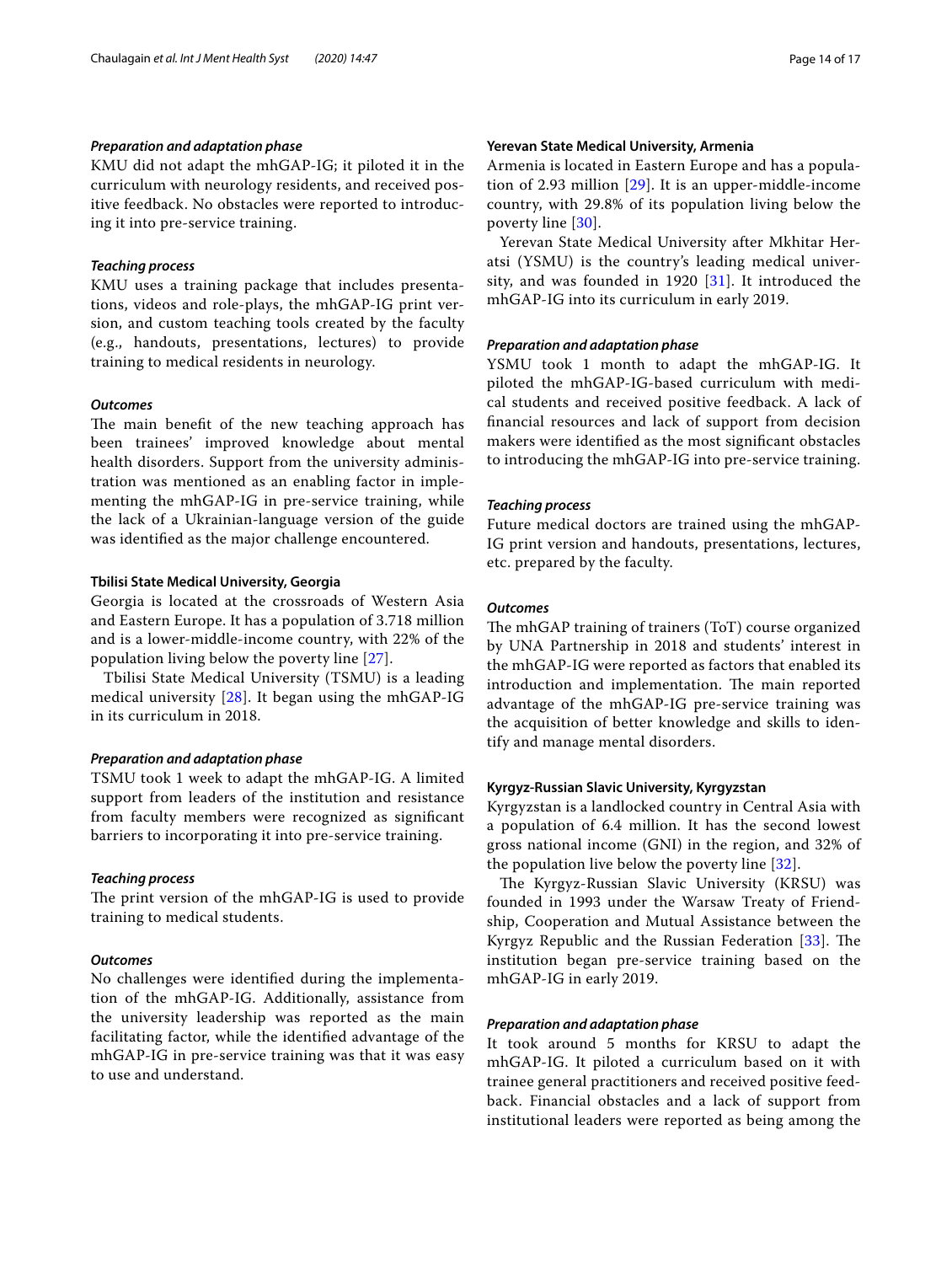#### *Preparation and adaptation phase*

KMU did not adapt the mhGAP-IG; it piloted it in the curriculum with neurology residents, and received positive feedback. No obstacles were reported to introducing it into pre-service training.

#### *Teaching process*

KMU uses a training package that includes presentations, videos and role-plays, the mhGAP-IG print version, and custom teaching tools created by the faculty (e.g., handouts, presentations, lectures) to provide training to medical residents in neurology.

#### *Outcomes*

The main benefit of the new teaching approach has been trainees' improved knowledge about mental health disorders. Support from the university administration was mentioned as an enabling factor in implementing the mhGAP-IG in pre-service training, while the lack of a Ukrainian-language version of the guide was identified as the major challenge encountered.

### Tbilisi State Medical University, Georgia

Georgia is located at the crossroads of Western Asia and Eastern Europe. It has a population of 3.718 million and is a lower-middle-income country, with 22% of the population living below the poverty line [27].

Tbilisi State Medical University (TSMU) is a leading medical university [28]. It began using the mhGAP-IG in its curriculum in 2018.

#### *Preparation and adaptation phase*

TSMU took 1 week to adapt the mhGAP-IG. A limited support from leaders of the institution and resistance from faculty members were recognized as significant barriers to incorporating it into pre-service training.

#### *Teaching process*

The print version of the mhGAP-IG is used to provide training to medical students.

#### *Outcomes*

No challenges were identified during the implementation of the mhGAP-IG. Additionally, assistance from the university leadership was reported as the main facilitating factor, while the identified advantage of the mhGAP-IG in pre-service training was that it was easy to use and understand.

### Yerevan State Medical University, Armenia

Armenia is located in Eastern Europe and has a population of 2.93 million [29]. It is an upper-middle-income country, with 29.8% of its population living below the poverty line [30].

Yerevan State Medical University after Mkhitar Heratsi (YSMU) is the country's leading medical university, and was founded in 1920 [31]. It introduced the mhGAP-IG into its curriculum in early 2019.

#### *Preparation and adaptation phase*

YSMU took 1 month to adapt the mhGAP-IG. It piloted the mhGAP-IG-based curriculum with medical students and received positive feedback. A lack of financial resources and lack of support from decision makers were identified as the most significant obstacles to introducing the mhGAP-IG into pre-service training.

#### *Teaching process*

Future medical doctors are trained using the mhGAP-IG print version and handouts, presentations, lectures, etc. prepared by the faculty.

#### *Outcomes*

The mhGAP training of trainers (ToT) course organized by UNA Partnership in 2018 and students' interest in the mhGAP-IG were reported as factors that enabled its introduction and implementation. The main reported advantage of the mhGAP-IG pre-service training was the acquisition of better knowledge and skills to identify and manage mental disorders.

### Kyrgyz-Russian Slavic University, Kyrgyzstan

Kyrgyzstan is a landlocked country in Central Asia with a population of 6.4 million. It has the second lowest gross national income (GNI) in the region, and 32% of the population live below the poverty line [32].

The Kyrgyz-Russian Slavic University (KRSU) was founded in 1993 under the Warsaw Treaty of Friendship, Cooperation and Mutual Assistance between the Kyrgyz Republic and the Russian Federation [33]. The institution began pre-service training based on the mhGAP-IG in early 2019.

#### *Preparation and adaptation phase*

It took around 5 months for KRSU to adapt the mhGAP-IG. It piloted a curriculum based on it with trainee general practitioners and received positive feedback. Financial obstacles and a lack of support from institutional leaders were reported as being among the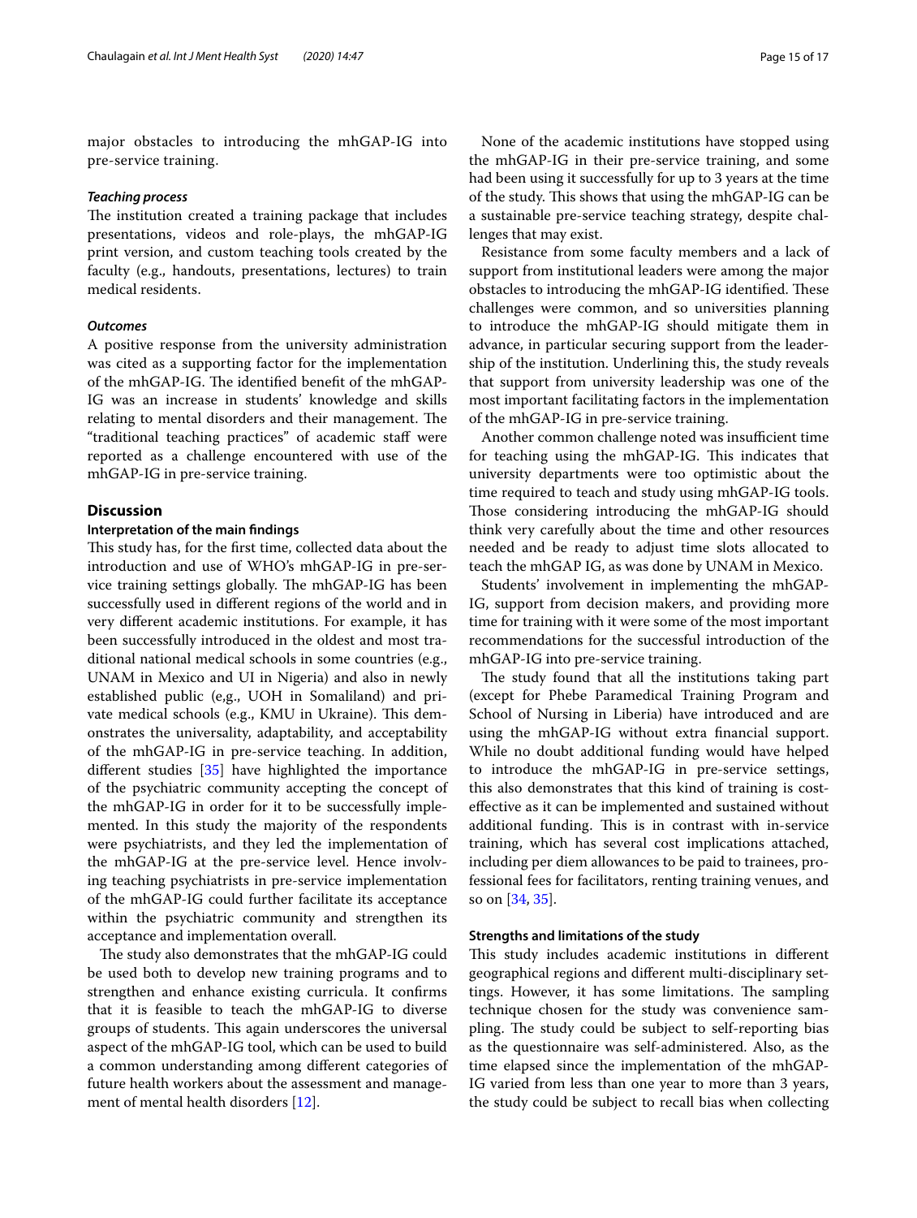major obstacles to introducing the mhGAP-IG into pre-service training.

#### *Teaching process*

The institution created a training package that includes presentations, videos and role-plays, the mhGAP-IG print version, and custom teaching tools created by the faculty (e.g., handouts, presentations, lectures) to train medical residents.

#### *Outcomes*

A positive response from the university administration was cited as a supporting factor for the implementation of the mhGAP-IG. The identified benefit of the mhGAP-IG was an increase in students' knowledge and skills relating to mental disorders and their management. The "traditional teaching practices" of academic staff were reported as a challenge encountered with use of the mhGAP-IG in pre-service training.

## Discussion

### Interpretation of the main findings

This study has, for the first time, collected data about the introduction and use of WHO's mhGAP-IG in pre-service training settings globally. The mhGAP-IG has been successfully used in different regions of the world and in very different academic institutions. For example, it has been successfully introduced in the oldest and most traditional national medical schools in some countries (e.g., UNAM in Mexico and UI in Nigeria) and also in newly established public (e,g., UOH in Somaliland) and private medical schools (e.g., KMU in Ukraine). This demonstrates the universality, adaptability, and acceptability of the mhGAP-IG in pre-service teaching. In addition, different studies [35] have highlighted the importance of the psychiatric community accepting the concept of the mhGAP-IG in order for it to be successfully implemented. In this study the majority of the respondents were psychiatrists, and they led the implementation of the mhGAP-IG at the pre-service level. Hence involving teaching psychiatrists in pre-service implementation of the mhGAP-IG could further facilitate its acceptance within the psychiatric community and strengthen its acceptance and implementation overall.

The study also demonstrates that the mhGAP-IG could be used both to develop new training programs and to strengthen and enhance existing curricula. It confirms that it is feasible to teach the mhGAP-IG to diverse groups of students. This again underscores the universal aspect of the mhGAP-IG tool, which can be used to build a common understanding among different categories of future health workers about the assessment and management of mental health disorders [12].

None of the academic institutions have stopped using the mhGAP-IG in their pre-service training, and some had been using it successfully for up to 3 years at the time of the study. This shows that using the mhGAP-IG can be a sustainable pre-service teaching strategy, despite challenges that may exist.

Resistance from some faculty members and a lack of support from institutional leaders were among the major obstacles to introducing the mhGAP-IG identified. These challenges were common, and so universities planning to introduce the mhGAP-IG should mitigate them in advance, in particular securing support from the leadership of the institution. Underlining this, the study reveals that support from university leadership was one of the most important facilitating factors in the implementation of the mhGAP-IG in pre-service training.

Another common challenge noted was insufficient time for teaching using the mhGAP-IG. This indicates that university departments were too optimistic about the time required to teach and study using mhGAP-IG tools. Those considering introducing the mhGAP-IG should think very carefully about the time and other resources needed and be ready to adjust time slots allocated to teach the mhGAP IG, as was done by UNAM in Mexico.

Students' involvement in implementing the mhGAP-IG, support from decision makers, and providing more time for training with it were some of the most important recommendations for the successful introduction of the mhGAP-IG into pre-service training.

The study found that all the institutions taking part (except for Phebe Paramedical Training Program and School of Nursing in Liberia) have introduced and are using the mhGAP-IG without extra financial support. While no doubt additional funding would have helped to introduce the mhGAP-IG in pre-service settings, this also demonstrates that this kind of training is cost-effective as it can be implemented and sustained without additional funding. This is in contrast with in-service training, which has several cost implications attached, including per diem allowances to be paid to trainees, professional fees for facilitators, renting training venues, and so on [34, 35].

### Strengths and limitations of the study

This study includes academic institutions in different geographical regions and different multi-disciplinary settings. However, it has some limitations. The sampling technique chosen for the study was convenience sampling. The study could be subject to self-reporting bias as the questionnaire was self-administered. Also, as the time elapsed since the implementation of the mhGAP-IG varied from less than one year to more than 3 years, the study could be subject to recall bias when collecting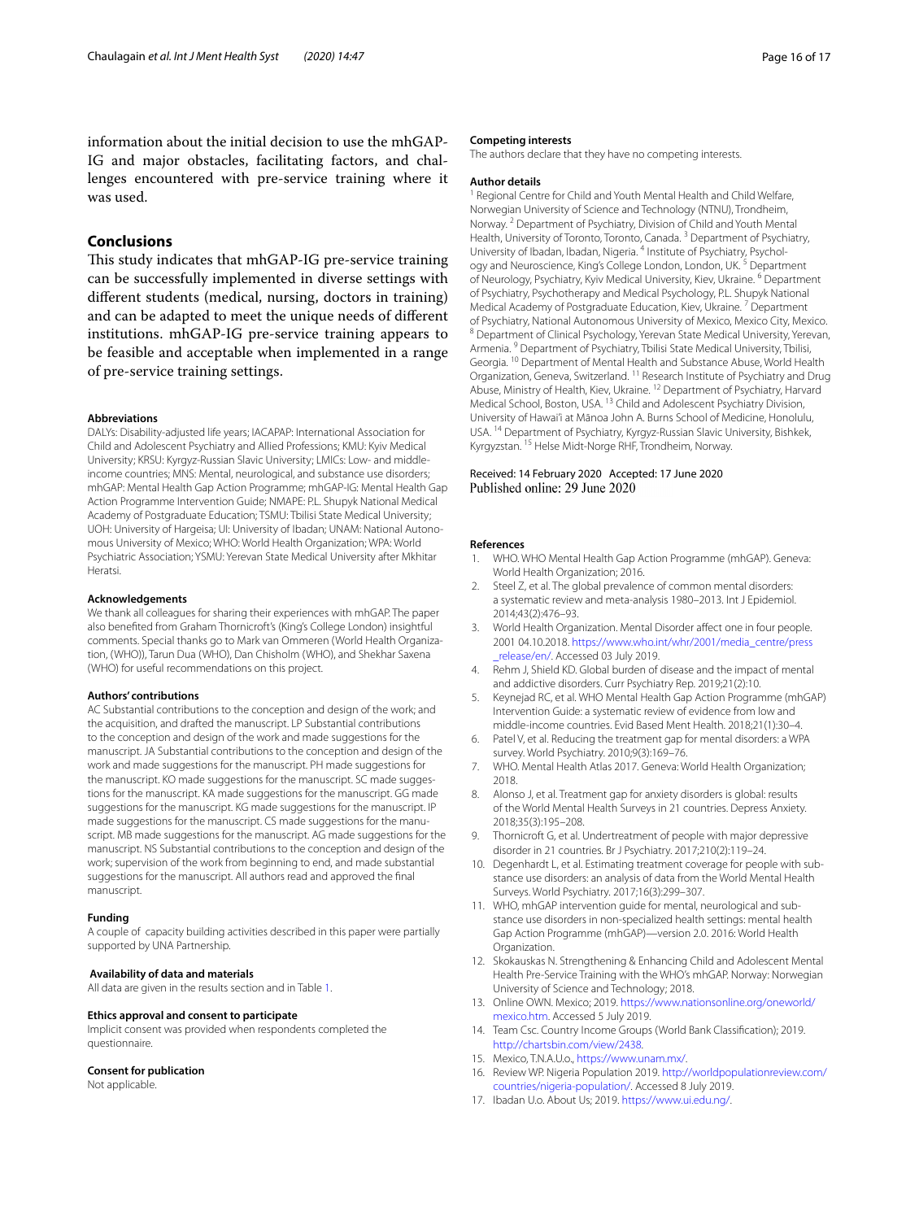information about the initial decision to use the mhGAP-IG and major obstacles, facilitating factors, and challenges encountered with pre-service training where it was used.

## Conclusions

This study indicates that mhGAP-IG pre-service training can be successfully implemented in diverse settings with different students (medical, nursing, doctors in training) and can be adapted to meet the unique needs of different institutions. mhGAP-IG pre-service training appears to be feasible and acceptable when implemented in a range of pre-service training settings.

#### Abbreviations

DALYs: Disability-adjusted life years; IACAPAP: International Association for Child and Adolescent Psychiatry and Allied Professions; KMU: Kyiv Medical University; KRSU: Kyrgyz-Russian Slavic University; LMICs: Low- and middle-income countries; MNS: Mental, neurological, and substance use disorders; mhGAP: Mental Health Gap Action Programme; mhGAP-IG: Mental Health Gap Action Programme Intervention Guide; NMAPE: P.L. Shupyk National Medical Academy of Postgraduate Education; TSMU: Tbilisi State Medical University; UOH: University of Hargeisa; UI: University of Ibadan; UNAM: National Autonomous University of Mexico; WHO: World Health Organization; WPA: World Psychiatric Association; YSMU: Yerevan State Medical University after Mkhitar Heratsi.

#### Acknowledgements

We thank all colleagues for sharing their experiences with mhGAP. The paper also benefited from Graham Thornicroft's (King's College London) insightful comments. Special thanks go to Mark van Ommeren (World Health Organization, (WHO)), Tarun Dua (WHO), Dan Chisholm (WHO), and Shekhar Saxena (WHO) for useful recommendations on this project.

#### Authors' contributions

AC Substantial contributions to the conception and design of the work; and the acquisition, and drafted the manuscript. LP Substantial contributions to the conception and design of the work and made suggestions for the manuscript. JA Substantial contributions to the conception and design of the work and made suggestions for the manuscript. PH made suggestions for the manuscript. KO made suggestions for the manuscript. SC made suggestions for the manuscript. KA made suggestions for the manuscript. GG made suggestions for the manuscript. KG made suggestions for the manuscript. IP made suggestions for the manuscript. CS made suggestions for the manuscript. MB made suggestions for the manuscript. AG made suggestions for the manuscript. NS Substantial contributions to the conception and design of the work; supervision of the work from beginning to end, and made substantial suggestions for the manuscript. All authors read and approved the final manuscript.

#### Funding

A couple of capacity building activities described in this paper were partially supported by UNA Partnership.

#### Availability of data and materials

All data are given in the results section and in Table 1.

#### Ethics approval and consent to participate

Implicit consent was provided when respondents completed the questionnaire.

#### Consent for publication

Not applicable.

#### Competing interests

The authors declare that they have no competing interests.

#### Author details

[1] Regional Centre for Child and Youth Mental Health and Child Welfare, Norwegian University of Science and Technology (NTNU), Trondheim, Norway. [2] Department of Psychiatry, Division of Child and Youth Mental Health, University of Toronto, Toronto, Canada. [3] Department of Psychiatry, University of Ibadan, Ibadan, Nigeria. [4] Institute of Psychiatry, Psychology and Neuroscience, King's College London, London, UK. [5] Department of Neurology, Psychiatry, Kyiv Medical University, Kiev, Ukraine. [6] Department of Psychiatry, Psychotherapy and Medical Psychology, P.L. Shupyk National Medical Academy of Postgraduate Education, Kiev, Ukraine. [7] Department of Psychiatry, National Autonomous University of Mexico, Mexico City, Mexico. [8] Department of Clinical Psychology, Yerevan State Medical University, Yerevan, Armenia. [9] Department of Psychiatry, Tbilisi State Medical University, Tbilisi, Georgia. [10] Department of Mental Health and Substance Abuse, World Health Organization, Geneva, Switzerland. [11] Research Institute of Psychiatry and Drug Abuse, Ministry of Health, Kiev, Ukraine. [12] Department of Psychiatry, Harvard Medical School, Boston, USA. [13] Child and Adolescent Psychiatry Division, University of Hawai'i at Mānoa John A. Burns School of Medicine, Honolulu, USA. [14] Department of Psychiatry, Kyrgyz-Russian Slavic University, Bishkek, Kyrgyzstan. [15] Helse Midt-Norge RHF, Trondheim, Norway.

Received: 14 February 2020 Accepted: 17 June 2020
Published online: 29 June 2020

#### References

1. WHO. WHO Mental Health Gap Action Programme (mhGAP). Geneva: World Health Organization; 2016.
2. Steel Z, et al. The global prevalence of common mental disorders: a systematic review and meta-analysis 1980–2013. Int J Epidemiol. 2014;43(2):476–93.
3. World Health Organization. Mental Disorder affect one in four people. 2001 04.10.2018. https://www.who.int/whr/2001/media_centre/press_release/en/. Accessed 03 July 2019.
4. Rehm J, Shield KD. Global burden of disease and the impact of mental and addictive disorders. Curr Psychiatry Rep. 2019;21(2):10.
5. Keynejad RC, et al. WHO Mental Health Gap Action Programme (mhGAP) Intervention Guide: a systematic review of evidence from low and middle-income countries. Evid Based Ment Health. 2018;21(1):30–4.
6. Patel V, et al. Reducing the treatment gap for mental disorders: a WPA survey. World Psychiatry. 2010;9(3):169–76.
7. WHO. Mental Health Atlas 2017. Geneva: World Health Organization; 2018.
8. Alonso J, et al. Treatment gap for anxiety disorders is global: results of the World Mental Health Surveys in 21 countries. Depress Anxiety. 2018;35(3):195–208.
9. Thornicroft G, et al. Undertreatment of people with major depressive disorder in 21 countries. Br J Psychiatry. 2017;210(2):119–24.
10. Degenhardt L, et al. Estimating treatment coverage for people with substance use disorders: an analysis of data from the World Mental Health Surveys. World Psychiatry. 2017;16(3):299–307.
11. WHO, mhGAP intervention guide for mental, neurological and substance use disorders in non-specialized health settings: mental health Gap Action Programme (mhGAP)—version 2.0. 2016: World Health Organization.
12. Skokauskas N. Strengthening & Enhancing Child and Adolescent Mental Health Pre-Service Training with the WHO's mhGAP. Norway: Norwegian University of Science and Technology; 2018.
13. Online OWN. Mexico; 2019. https://www.nationsonline.org/oneworld/mexico.htm. Accessed 5 July 2019.
14. Team Csc. Country Income Groups (World Bank Classification); 2019. http://chartsbin.com/view/2438.
15. Mexico, T.N.A.U.o., https://www.unam.mx/.
16. Review WP. Nigeria Population 2019. http://worldpopulationreview.com/countries/nigeria-population/. Accessed 8 July 2019.
17. Ibadan U.o. About Us; 2019. https://www.ui.edu.ng/.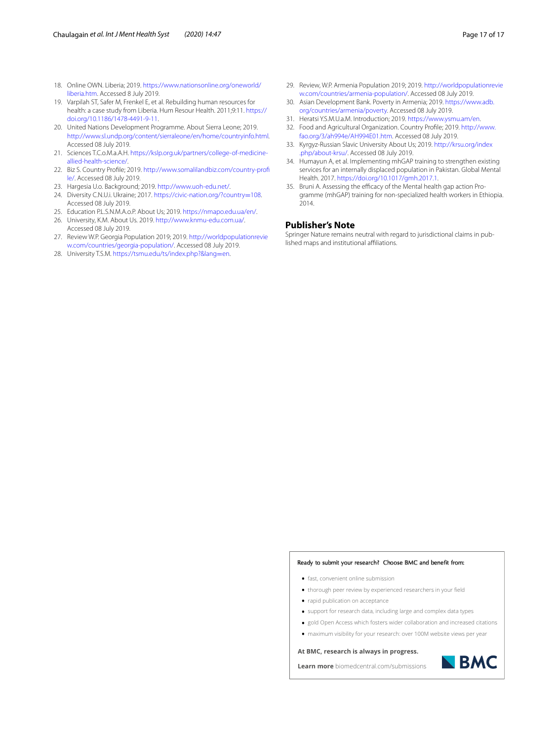18. Online OWN. Liberia; 2019. https://www.nationsonline.org/oneworld/liberia.htm. Accessed 8 July 2019.
19. Varpilah ST, Safer M, Frenkel E, et al. Rebuilding human resources for health: a case study from Liberia. Hum Resour Health. 2011;9:11. https://doi.org/10.1186/1478-4491-9-11.
20. United Nations Development Programme. About Sierra Leone; 2019. http://www.sl.undp.org/content/sierraleone/en/home/countryinfo.html. Accessed 08 July 2019.
21. Sciences T.C.o.M.a.A.H. https://kslp.org.uk/partners/college-of-medicine-allied-health-science/.
22. Biz S. Country Profile; 2019. http://www.somalilandbiz.com/country-profile/. Accessed 08 July 2019.
23. Hargesia U.o. Background; 2019. http://www.uoh-edu.net/.
24. Diversity C.N.U.i. Ukraine; 2017. https://civic-nation.org/?country=108. Accessed 08 July 2019.
25. Education P.L.S.N.M.A.o.P. About Us; 2019. https://nmapo.edu.ua/en/.
26. University, K.M. About Us. 2019. http://www.knmu-edu.com.ua/. Accessed 08 July 2019.
27. Review W.P. Georgia Population 2019; 2019. http://worldpopulationreview.com/countries/georgia-population/. Accessed 08 July 2019.
28. University T.S.M. https://tsmu.edu/ts/index.php?&lang=en.
29. Review, W.P. Armenia Population 2019; 2019. http://worldpopulationreview.com/countries/armenia-population/. Accessed 08 July 2019.
30. Asian Development Bank. Poverty in Armenia; 2019. https://www.adb.org/countries/armenia/poverty. Accessed 08 July 2019.
31. Heratsi Y.S.M.U.a.M. Introduction; 2019. https://www.ysmu.am/en.
32. Food and Agricultural Organization. Country Profile; 2019. http://www.fao.org/3/ah994e/AH994E01.htm. Accessed 08 July 2019.
33. Kyrgyz-Russian Slavic University About Us; 2019. http://krsu.org/index.php/about-krsu/. Accessed 08 July 2019.
34. Humayun A, et al. Implementing mhGAP training to strengthen existing services for an internally displaced population in Pakistan. Global Mental Health. 2017. https://doi.org/10.1017/gmh.2017.1.
35. Bruni A. Assessing the efficacy of the Mental health gap action Programme (mhGAP) training for non-specialized health workers in Ethiopia. 2014.

## Publisher's Note

Springer Nature remains neutral with regard to jurisdictional claims in published maps and institutional affiliations.

Ready to submit your research? Choose BMC and benefit from:

- fast, convenient online submission
- thorough peer review by experienced researchers in your field
- rapid publication on acceptance
- support for research data, including large and complex data types
- gold Open Access which fosters wider collaboration and increased citations
- maximum visibility for your research: over 100M website views per year

**At BMC, research is always in progress.**

**Learn more** biomedcentral.com/submissions

BMC